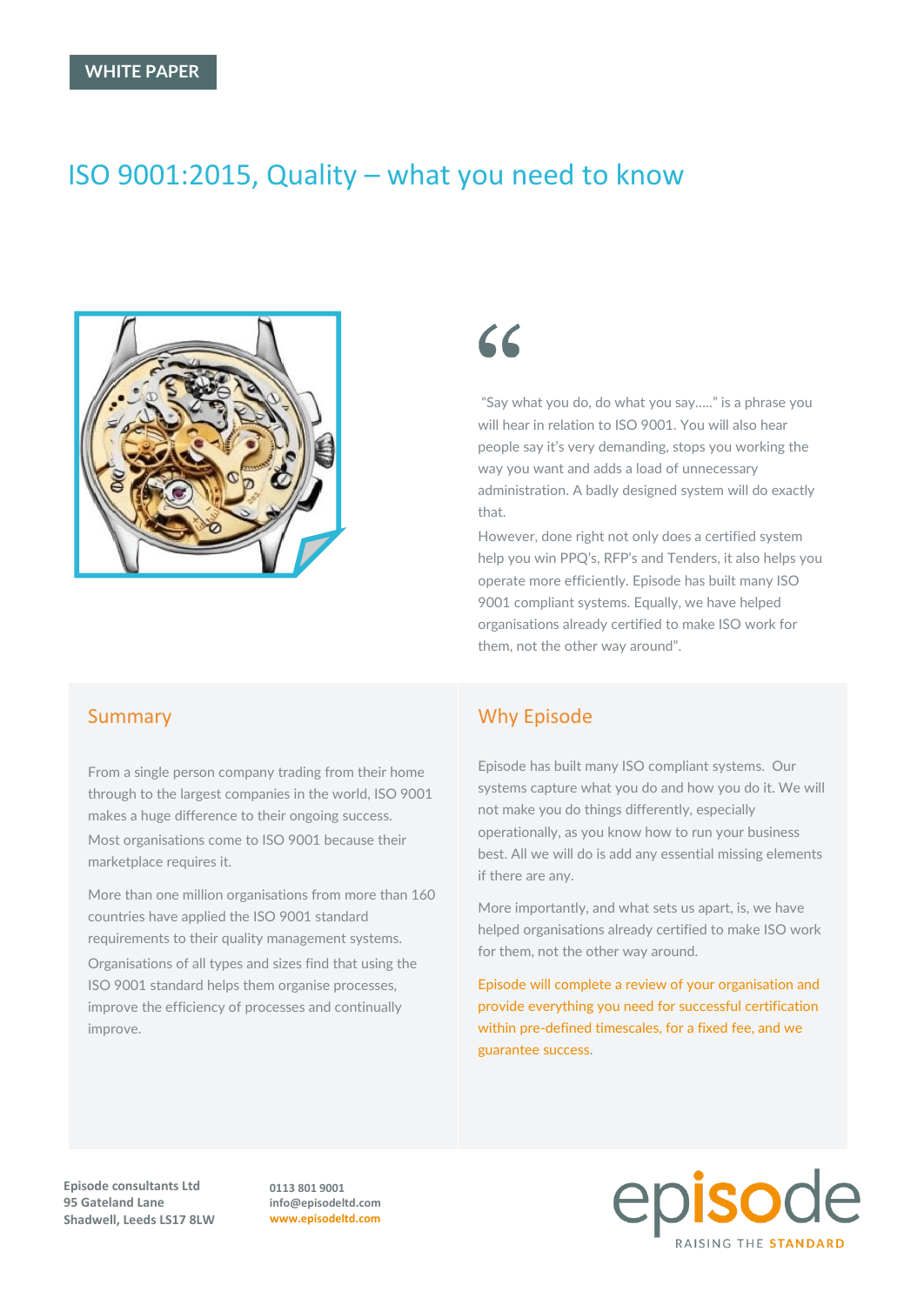WHITE PAPER

# ISO 9001:2015, Quality – what you need to know

"Say what you do, do what you say….." is a phrase you will hear in relation to ISO 9001. You will also hear people say it's very demanding, stops you working the way you want and adds a load of unnecessary administration. A badly designed system will do exactly that.

However, done right not only does a certified system help you win PPQ's, RFP's and Tenders, it also helps you operate more efficiently. Episode has built many ISO 9001 compliant systems. Equally, we have helped organisations already certified to make ISO work for them, not the other way around".

## Summary

From a single person company trading from their home through to the largest companies in the world, ISO 9001 makes a huge difference to their ongoing success. Most organisations come to ISO 9001 because their marketplace requires it.

More than one million organisations from more than 160 countries have applied the ISO 9001 standard requirements to their quality management systems. Organisations of all types and sizes find that using the ISO 9001 standard helps them organise processes, improve the efficiency of processes and continually improve.

## Why Episode

Episode has built many ISO compliant systems. Our systems capture what you do and how you do it. We will not make you do things differently, especially operationally, as you know how to run your business best. All we will do is add any essential missing elements if there are any.

More importantly, and what sets us apart, is, we have helped organisations already certified to make ISO work for them, not the other way around.

Episode will complete a review of your organisation and provide everything you need for successful certification within pre-defined timescales, for a fixed fee, and we guarantee success.

**Episode consultants Ltd**
**95 Gateland Lane**
**Shadwell, Leeds LS17 8LW**

**0113 801 9001**
**info@episodeltd.com**
**www.episodeltd.com**

episode
RAISING THE STANDARD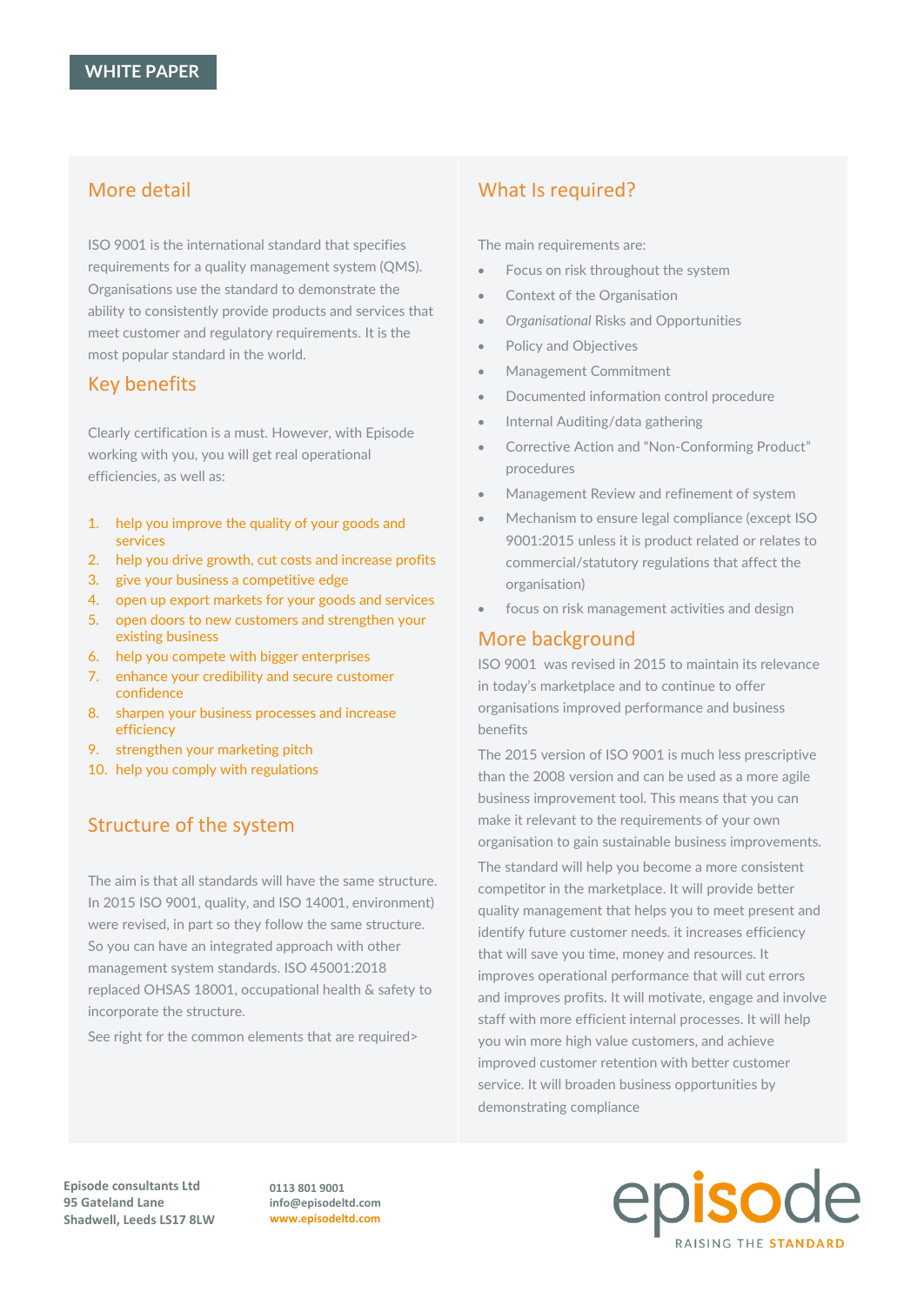WHITE PAPER

## More detail

ISO 9001 is the international standard that specifies requirements for a quality management system (QMS). Organisations use the standard to demonstrate the ability to consistently provide products and services that meet customer and regulatory requirements. It is the most popular standard in the world.

## Key benefits

Clearly certification is a must. However, with Episode working with you, you will get real operational efficiencies, as well as:

1. help you improve the quality of your goods and services
2. help you drive growth, cut costs and increase profits
3. give your business a competitive edge
4. open up export markets for your goods and services
5. open doors to new customers and strengthen your existing business
6. help you compete with bigger enterprises
7. enhance your credibility and secure customer confidence
8. sharpen your business processes and increase efficiency
9. strengthen your marketing pitch
10. help you comply with regulations

## Structure of the system

The aim is that all standards will have the same structure. In 2015 ISO 9001, quality, and ISO 14001, environment) were revised, in part so they follow the same structure. So you can have an integrated approach with other management system standards. ISO 45001:2018 replaced OHSAS 18001, occupational health & safety to incorporate the structure.

See right for the common elements that are required>

## What Is required?

The main requirements are:

- Focus on risk throughout the system
- Context of the Organisation
- *Organisational* Risks and Opportunities
- Policy and Objectives
- Management Commitment
- Documented information control procedure
- Internal Auditing/data gathering
- Corrective Action and "Non-Conforming Product" procedures
- Management Review and refinement of system
- Mechanism to ensure legal compliance (except ISO 9001:2015 unless it is product related or relates to commercial/statutory regulations that affect the organisation)
- focus on risk management activities and design

## More background

ISO 9001 was revised in 2015 to maintain its relevance in today's marketplace and to continue to offer organisations improved performance and business benefits

The 2015 version of ISO 9001 is much less prescriptive than the 2008 version and can be used as a more agile business improvement tool. This means that you can make it relevant to the requirements of your own organisation to gain sustainable business improvements.

The standard will help you become a more consistent competitor in the marketplace. It will provide better quality management that helps you to meet present and identify future customer needs. it increases efficiency that will save you time, money and resources. It improves operational performance that will cut errors and improves profits. It will motivate, engage and involve staff with more efficient internal processes. It will help you win more high value customers, and achieve improved customer retention with better customer service. It will broaden business opportunities by demonstrating compliance

**Episode consultants Ltd**
**95 Gateland Lane**
**Shadwell, Leeds LS17 8LW**

**0113 801 9001**
**info@episodeltd.com**
**www.episodeltd.com**

episode
RAISING THE STANDARD